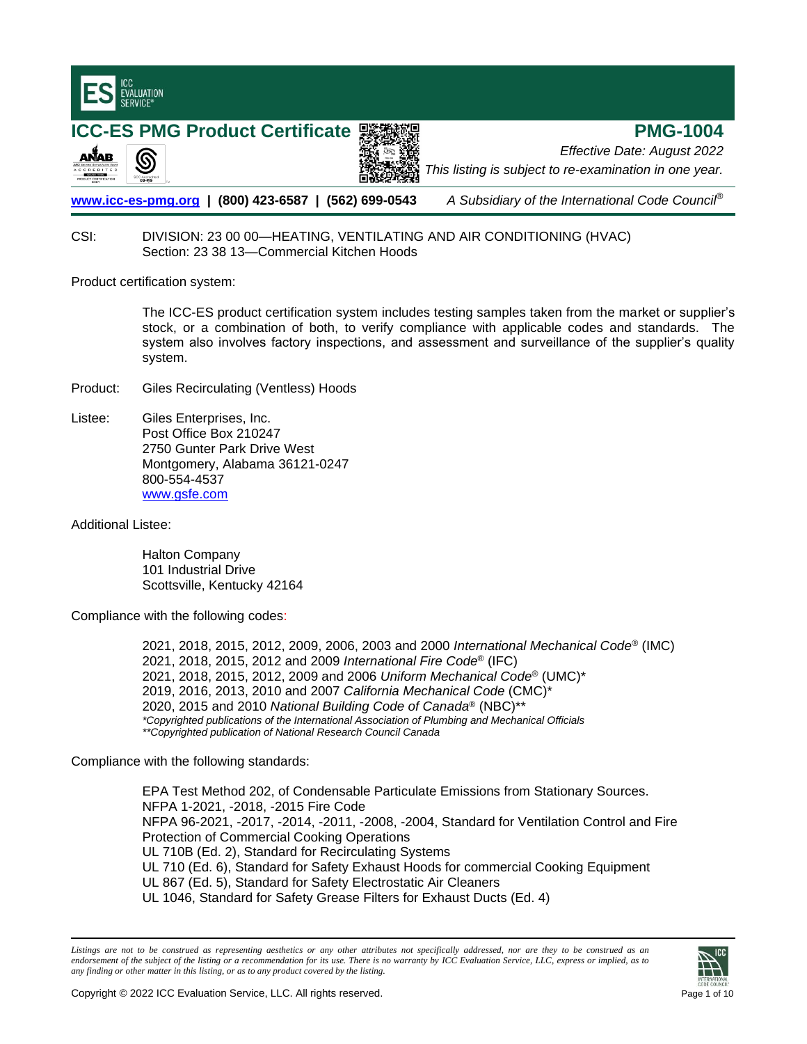# ICC-ES PMG Product Certificate

**PMG-1004**

*Effective Date: August 2022*

*This listing is subject to re-examination in one year.*

**www.icc-es-pmg.org | (800) 423-6587 | (562) 699-0543** *A Subsidiary of the International Code Council®*

CSI: DIVISION: 23 00 00—HEATING, VENTILATING AND AIR CONDITIONING (HVAC)
Section: 23 38 13—Commercial Kitchen Hoods

Product certification system:

The ICC-ES product certification system includes testing samples taken from the market or supplier's stock, or a combination of both, to verify compliance with applicable codes and standards. The system also involves factory inspections, and assessment and surveillance of the supplier's quality system.

Product: Giles Recirculating (Ventless) Hoods

Listee: Giles Enterprises, Inc.
Post Office Box 210247
2750 Gunter Park Drive West
Montgomery, Alabama 36121-0247
800-554-4537
www.gsfe.com

Additional Listee:

Halton Company
101 Industrial Drive
Scottsville, Kentucky 42164

Compliance with the following codes:

2021, 2018, 2015, 2012, 2009, 2006, 2003 and 2000 *International Mechanical Code®* (IMC)
2021, 2018, 2015, 2012 and 2009 *International Fire Code®* (IFC)
2021, 2018, 2015, 2012, 2009 and 2006 *Uniform Mechanical Code®* (UMC)*
2019, 2016, 2013, 2010 and 2007 *California Mechanical Code* (CMC)*
2020, 2015 and 2010 *National Building Code of Canada®* (NBC)**
*\*Copyrighted publications of the International Association of Plumbing and Mechanical Officials*
*\*\*Copyrighted publication of National Research Council Canada*

Compliance with the following standards:

EPA Test Method 202, of Condensable Particulate Emissions from Stationary Sources.
NFPA 1-2021, -2018, -2015 Fire Code
NFPA 96-2021, -2017, -2014, -2011, -2008, -2004, Standard for Ventilation Control and Fire Protection of Commercial Cooking Operations
UL 710B (Ed. 2), Standard for Recirculating Systems
UL 710 (Ed. 6), Standard for Safety Exhaust Hoods for commercial Cooking Equipment
UL 867 (Ed. 5), Standard for Safety Electrostatic Air Cleaners
UL 1046, Standard for Safety Grease Filters for Exhaust Ducts (Ed. 4)

*Listings are not to be construed as representing aesthetics or any other attributes not specifically addressed, nor are they to be construed as an endorsement of the subject of the listing or a recommendation for its use. There is no warranty by ICC Evaluation Service, LLC, express or implied, as to any finding or other matter in this listing, or as to any product covered by the listing.*

Copyright © 2022 ICC Evaluation Service, LLC. All rights reserved.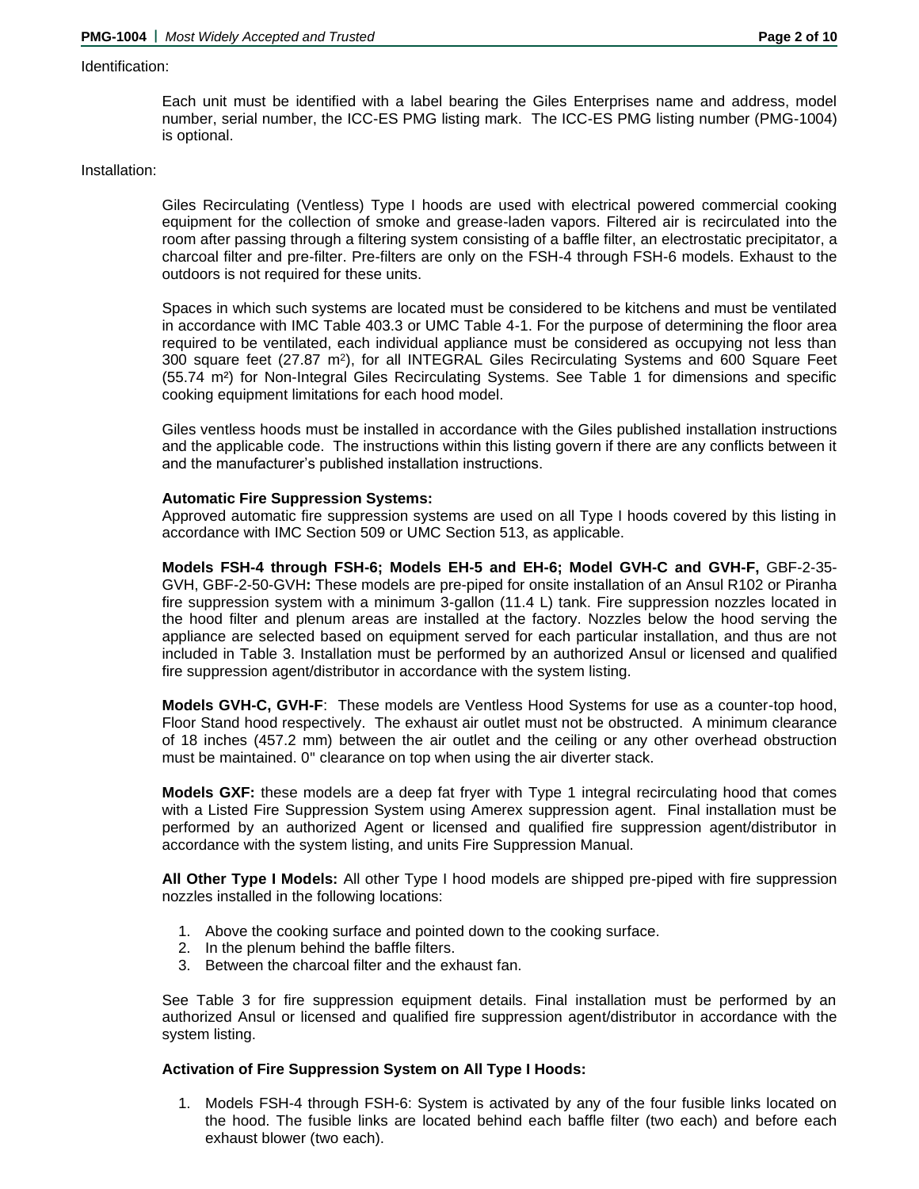Identification:

Each unit must be identified with a label bearing the Giles Enterprises name and address, model number, serial number, the ICC-ES PMG listing mark. The ICC-ES PMG listing number (PMG-1004) is optional.

Installation:

Giles Recirculating (Ventless) Type I hoods are used with electrical powered commercial cooking equipment for the collection of smoke and grease-laden vapors. Filtered air is recirculated into the room after passing through a filtering system consisting of a baffle filter, an electrostatic precipitator, a charcoal filter and pre-filter. Pre-filters are only on the FSH-4 through FSH-6 models. Exhaust to the outdoors is not required for these units.

Spaces in which such systems are located must be considered to be kitchens and must be ventilated in accordance with IMC Table 403.3 or UMC Table 4-1. For the purpose of determining the floor area required to be ventilated, each individual appliance must be considered as occupying not less than 300 square feet (27.87 $m^2$), for all INTEGRAL Giles Recirculating Systems and 600 Square Feet (55.74 $m^2$) for Non-Integral Giles Recirculating Systems. See Table 1 for dimensions and specific cooking equipment limitations for each hood model.

Giles ventless hoods must be installed in accordance with the Giles published installation instructions and the applicable code. The instructions within this listing govern if there are any conflicts between it and the manufacturer's published installation instructions.

**Automatic Fire Suppression Systems:**
Approved automatic fire suppression systems are used on all Type I hoods covered by this listing in accordance with IMC Section 509 or UMC Section 513, as applicable.

**Models FSH-4 through FSH-6; Models EH-5 and EH-6; Model GVH-C and GVH-F,** GBF-2-35-GVH, GBF-2-50-GVH**:** These models are pre-piped for onsite installation of an Ansul R102 or Piranha fire suppression system with a minimum 3-gallon (11.4 L) tank. Fire suppression nozzles located in the hood filter and plenum areas are installed at the factory. Nozzles below the hood serving the appliance are selected based on equipment served for each particular installation, and thus are not included in Table 3. Installation must be performed by an authorized Ansul or licensed and qualified fire suppression agent/distributor in accordance with the system listing.

**Models GVH-C, GVH-F**: These models are Ventless Hood Systems for use as a counter-top hood, Floor Stand hood respectively. The exhaust air outlet must not be obstructed. A minimum clearance of 18 inches (457.2 mm) between the air outlet and the ceiling or any other overhead obstruction must be maintained. 0" clearance on top when using the air diverter stack.

**Models GXF:** these models are a deep fat fryer with Type 1 integral recirculating hood that comes with a Listed Fire Suppression System using Amerex suppression agent. Final installation must be performed by an authorized Agent or licensed and qualified fire suppression agent/distributor in accordance with the system listing, and units Fire Suppression Manual.

**All Other Type I Models:** All other Type I hood models are shipped pre-piped with fire suppression nozzles installed in the following locations:

1. Above the cooking surface and pointed down to the cooking surface.
2. In the plenum behind the baffle filters.
3. Between the charcoal filter and the exhaust fan.

See Table 3 for fire suppression equipment details. Final installation must be performed by an authorized Ansul or licensed and qualified fire suppression agent/distributor in accordance with the system listing.

**Activation of Fire Suppression System on All Type I Hoods:**

1. Models FSH-4 through FSH-6: System is activated by any of the four fusible links located on the hood. The fusible links are located behind each baffle filter (two each) and before each exhaust blower (two each).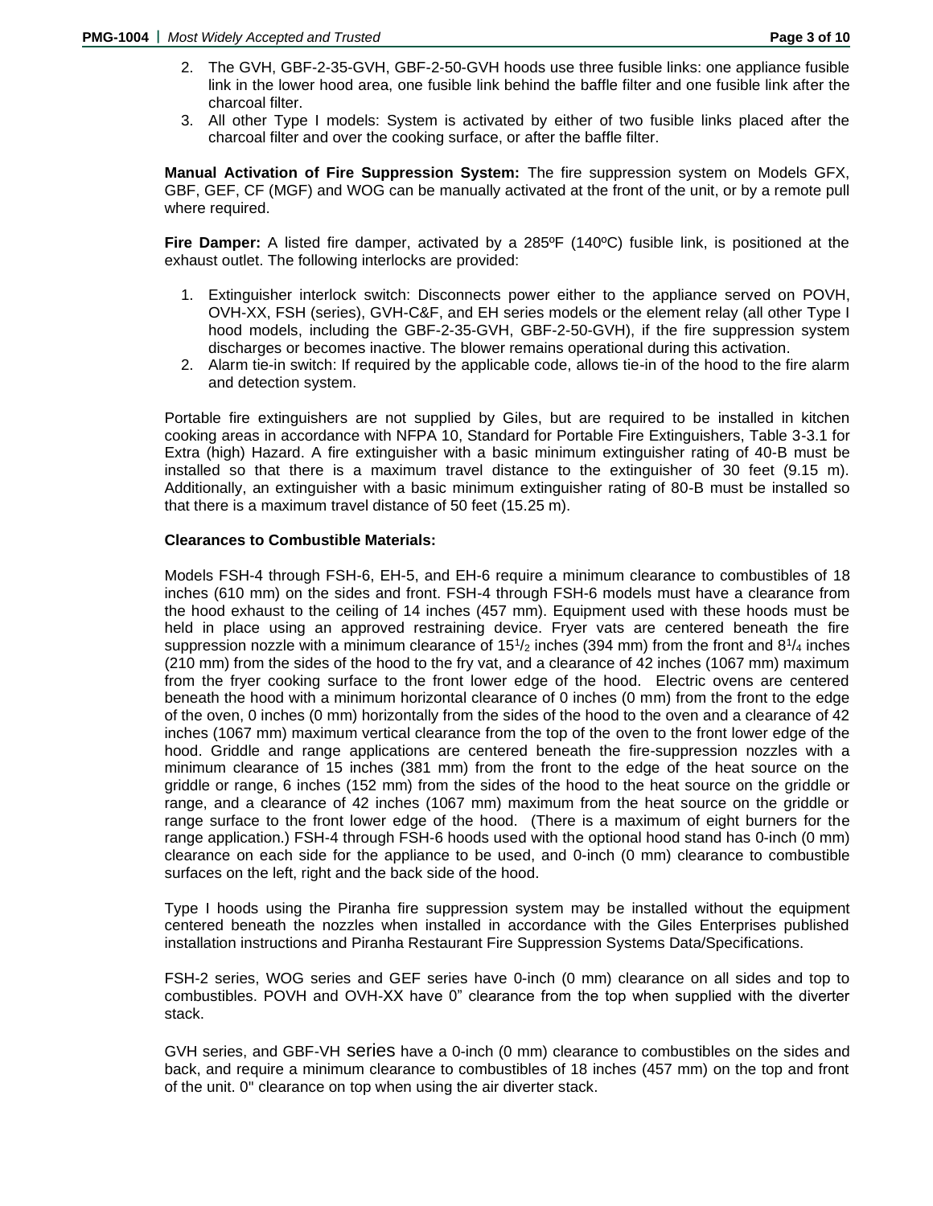2. The GVH, GBF-2-35-GVH, GBF-2-50-GVH hoods use three fusible links: one appliance fusible link in the lower hood area, one fusible link behind the baffle filter and one fusible link after the charcoal filter.
3. All other Type I models: System is activated by either of two fusible links placed after the charcoal filter and over the cooking surface, or after the baffle filter.

**Manual Activation of Fire Suppression System:** The fire suppression system on Models GFX, GBF, GEF, CF (MGF) and WOG can be manually activated at the front of the unit, or by a remote pull where required.

**Fire Damper:** A listed fire damper, activated by a 285ºF (140ºC) fusible link, is positioned at the exhaust outlet. The following interlocks are provided:

1. Extinguisher interlock switch: Disconnects power either to the appliance served on POVH, OVH-XX, FSH (series), GVH-C&F, and EH series models or the element relay (all other Type I hood models, including the GBF-2-35-GVH, GBF-2-50-GVH), if the fire suppression system discharges or becomes inactive. The blower remains operational during this activation.
2. Alarm tie-in switch: If required by the applicable code, allows tie-in of the hood to the fire alarm and detection system.

Portable fire extinguishers are not supplied by Giles, but are required to be installed in kitchen cooking areas in accordance with NFPA 10, Standard for Portable Fire Extinguishers, Table 3-3.1 for Extra (high) Hazard. A fire extinguisher with a basic minimum extinguisher rating of 40-B must be installed so that there is a maximum travel distance to the extinguisher of 30 feet (9.15 m). Additionally, an extinguisher with a basic minimum extinguisher rating of 80-B must be installed so that there is a maximum travel distance of 50 feet (15.25 m).

**Clearances to Combustible Materials:**

Models FSH-4 through FSH-6, EH-5, and EH-6 require a minimum clearance to combustibles of 18 inches (610 mm) on the sides and front. FSH-4 through FSH-6 models must have a clearance from the hood exhaust to the ceiling of 14 inches (457 mm). Equipment used with these hoods must be held in place using an approved restraining device. Fryer vats are centered beneath the fire suppression nozzle with a minimum clearance of $15^{1}/_{2}$ inches (394 mm) from the front and $8^{1}/_{4}$ inches (210 mm) from the sides of the hood to the fry vat, and a clearance of 42 inches (1067 mm) maximum from the fryer cooking surface to the front lower edge of the hood. Electric ovens are centered beneath the hood with a minimum horizontal clearance of 0 inches (0 mm) from the front to the edge of the oven, 0 inches (0 mm) horizontally from the sides of the hood to the oven and a clearance of 42 inches (1067 mm) maximum vertical clearance from the top of the oven to the front lower edge of the hood. Griddle and range applications are centered beneath the fire-suppression nozzles with a minimum clearance of 15 inches (381 mm) from the front to the edge of the heat source on the griddle or range, 6 inches (152 mm) from the sides of the hood to the heat source on the griddle or range, and a clearance of 42 inches (1067 mm) maximum from the heat source on the griddle or range surface to the front lower edge of the hood. (There is a maximum of eight burners for the range application.) FSH-4 through FSH-6 hoods used with the optional hood stand has 0-inch (0 mm) clearance on each side for the appliance to be used, and 0-inch (0 mm) clearance to combustible surfaces on the left, right and the back side of the hood.

Type I hoods using the Piranha fire suppression system may be installed without the equipment centered beneath the nozzles when installed in accordance with the Giles Enterprises published installation instructions and Piranha Restaurant Fire Suppression Systems Data/Specifications.

FSH-2 series, WOG series and GEF series have 0-inch (0 mm) clearance on all sides and top to combustibles. POVH and OVH-XX have 0" clearance from the top when supplied with the diverter stack.

GVH series, and GBF-VH series have a 0-inch (0 mm) clearance to combustibles on the sides and back, and require a minimum clearance to combustibles of 18 inches (457 mm) on the top and front of the unit. 0" clearance on top when using the air diverter stack.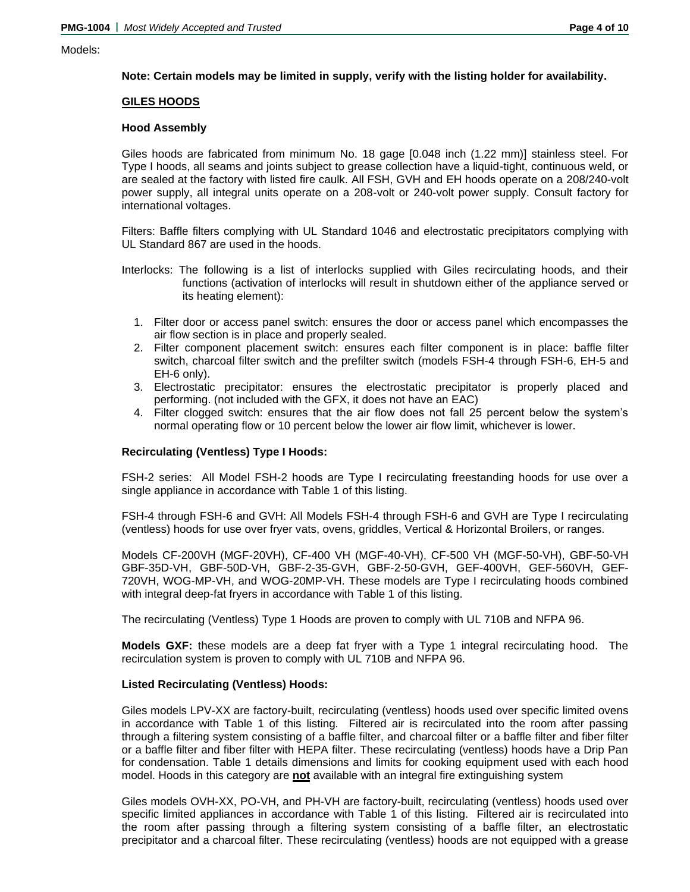Models:

**Note: Certain models may be limited in supply, verify with the listing holder for availability.**

**GILES HOODS**

**Hood Assembly**

Giles hoods are fabricated from minimum No. 18 gage [0.048 inch (1.22 mm)] stainless steel. For Type I hoods, all seams and joints subject to grease collection have a liquid-tight, continuous weld, or are sealed at the factory with listed fire caulk. All FSH, GVH and EH hoods operate on a 208/240-volt power supply, all integral units operate on a 208-volt or 240-volt power supply. Consult factory for international voltages.

Filters: Baffle filters complying with UL Standard 1046 and electrostatic precipitators complying with UL Standard 867 are used in the hoods.

Interlocks: The following is a list of interlocks supplied with Giles recirculating hoods, and their functions (activation of interlocks will result in shutdown either of the appliance served or its heating element):

1. Filter door or access panel switch: ensures the door or access panel which encompasses the air flow section is in place and properly sealed.
2. Filter component placement switch: ensures each filter component is in place: baffle filter switch, charcoal filter switch and the prefilter switch (models FSH-4 through FSH-6, EH-5 and EH-6 only).
3. Electrostatic precipitator: ensures the electrostatic precipitator is properly placed and performing. (not included with the GFX, it does not have an EAC)
4. Filter clogged switch: ensures that the air flow does not fall 25 percent below the system's normal operating flow or 10 percent below the lower air flow limit, whichever is lower.

**Recirculating (Ventless) Type I Hoods:**

FSH-2 series: All Model FSH-2 hoods are Type I recirculating freestanding hoods for use over a single appliance in accordance with Table 1 of this listing.

FSH-4 through FSH-6 and GVH: All Models FSH-4 through FSH-6 and GVH are Type I recirculating (ventless) hoods for use over fryer vats, ovens, griddles, Vertical & Horizontal Broilers, or ranges.

Models CF-200VH (MGF-20VH), CF-400 VH (MGF-40-VH), CF-500 VH (MGF-50-VH), GBF-50-VH GBF-35D-VH, GBF-50D-VH, GBF-2-35-GVH, GBF-2-50-GVH, GEF-400VH, GEF-560VH, GEF-720VH, WOG-MP-VH, and WOG-20MP-VH. These models are Type I recirculating hoods combined with integral deep-fat fryers in accordance with Table 1 of this listing.

The recirculating (Ventless) Type 1 Hoods are proven to comply with UL 710B and NFPA 96.

**Models GXF:** these models are a deep fat fryer with a Type 1 integral recirculating hood. The recirculation system is proven to comply with UL 710B and NFPA 96.

**Listed Recirculating (Ventless) Hoods:**

Giles models LPV-XX are factory-built, recirculating (ventless) hoods used over specific limited ovens in accordance with Table 1 of this listing. Filtered air is recirculated into the room after passing through a filtering system consisting of a baffle filter, and charcoal filter or a baffle filter and fiber filter or a baffle filter and fiber filter with HEPA filter. These recirculating (ventless) hoods have a Drip Pan for condensation. Table 1 details dimensions and limits for cooking equipment used with each hood model. Hoods in this category are **<u>not</u>** available with an integral fire extinguishing system

Giles models OVH-XX, PO-VH, and PH-VH are factory-built, recirculating (ventless) hoods used over specific limited appliances in accordance with Table 1 of this listing. Filtered air is recirculated into the room after passing through a filtering system consisting of a baffle filter, an electrostatic precipitator and a charcoal filter. These recirculating (ventless) hoods are not equipped with a grease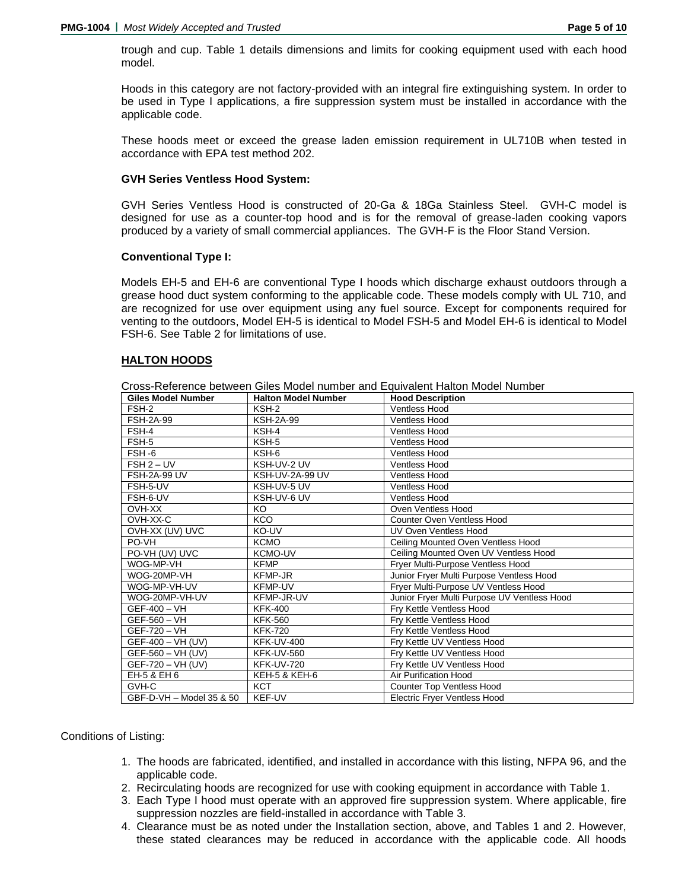trough and cup. Table 1 details dimensions and limits for cooking equipment used with each hood model.

Hoods in this category are not factory-provided with an integral fire extinguishing system. In order to be used in Type I applications, a fire suppression system must be installed in accordance with the applicable code.

These hoods meet or exceed the grease laden emission requirement in UL710B when tested in accordance with EPA test method 202.

**GVH Series Ventless Hood System:**

GVH Series Ventless Hood is constructed of 20-Ga & 18Ga Stainless Steel. GVH-C model is designed for use as a counter-top hood and is for the removal of grease-laden cooking vapors produced by a variety of small commercial appliances. The GVH-F is the Floor Stand Version.

**Conventional Type I:**

Models EH-5 and EH-6 are conventional Type I hoods which discharge exhaust outdoors through a grease hood duct system conforming to the applicable code. These models comply with UL 710, and are recognized for use over equipment using any fuel source. Except for components required for venting to the outdoors, Model EH-5 is identical to Model FSH-5 and Model EH-6 is identical to Model FSH-6. See Table 2 for limitations of use.

**HALTON HOODS**

Cross-Reference between Giles Model number and Equivalent Halton Model Number

| Giles Model Number | Halton Model Number | Hood Description |
|---|---|---|
| FSH-2 | KSH-2 | Ventless Hood |
| FSH-2A-99 | KSH-2A-99 | Ventless Hood |
| FSH-4 | KSH-4 | Ventless Hood |
| FSH-5 | KSH-5 | Ventless Hood |
| FSH -6 | KSH-6 | Ventless Hood |
| FSH 2 – UV | KSH-UV-2 UV | Ventless Hood |
| FSH-2A-99 UV | KSH-UV-2A-99 UV | Ventless Hood |
| FSH-5-UV | KSH-UV-5 UV | Ventless Hood |
| FSH-6-UV | KSH-UV-6 UV | Ventless Hood |
| OVH-XX | KO | Oven Ventless Hood |
| OVH-XX-C | KCO | Counter Oven Ventless Hood |
| OVH-XX (UV) UVC | KO-UV | UV Oven Ventless Hood |
| PO-VH | KCMO | Ceiling Mounted Oven Ventless Hood |
| PO-VH (UV) UVC | KCMO-UV | Ceiling Mounted Oven UV Ventless Hood |
| WOG-MP-VH | KFMP | Fryer Multi-Purpose Ventless Hood |
| WOG-20MP-VH | KFMP-JR | Junior Fryer Multi Purpose Ventless Hood |
| WOG-MP-VH-UV | KFMP-UV | Fryer Multi-Purpose UV Ventless Hood |
| WOG-20MP-VH-UV | KFMP-JR-UV | Junior Fryer Multi Purpose UV Ventless Hood |
| GEF-400 – VH | KFK-400 | Fry Kettle Ventless Hood |
| GEF-560 – VH | KFK-560 | Fry Kettle Ventless Hood |
| GEF-720 – VH | KFK-720 | Fry Kettle Ventless Hood |
| GEF-400 – VH (UV) | KFK-UV-400 | Fry Kettle UV Ventless Hood |
| GEF-560 – VH (UV) | KFK-UV-560 | Fry Kettle UV Ventless Hood |
| GEF-720 – VH (UV) | KFK-UV-720 | Fry Kettle UV Ventless Hood |
| EH-5 & EH 6 | KEH-5 & KEH-6 | Air Purification Hood |
| GVH-C | KCT | Counter Top Ventless Hood |
| GBF-D-VH – Model 35 & 50 | KEF-UV | Electric Fryer Ventless Hood |

Conditions of Listing:

1. The hoods are fabricated, identified, and installed in accordance with this listing, NFPA 96, and the applicable code.
2. Recirculating hoods are recognized for use with cooking equipment in accordance with Table 1.
3. Each Type I hood must operate with an approved fire suppression system. Where applicable, fire suppression nozzles are field-installed in accordance with Table 3.
4. Clearance must be as noted under the Installation section, above, and Tables 1 and 2. However, these stated clearances may be reduced in accordance with the applicable code. All hoods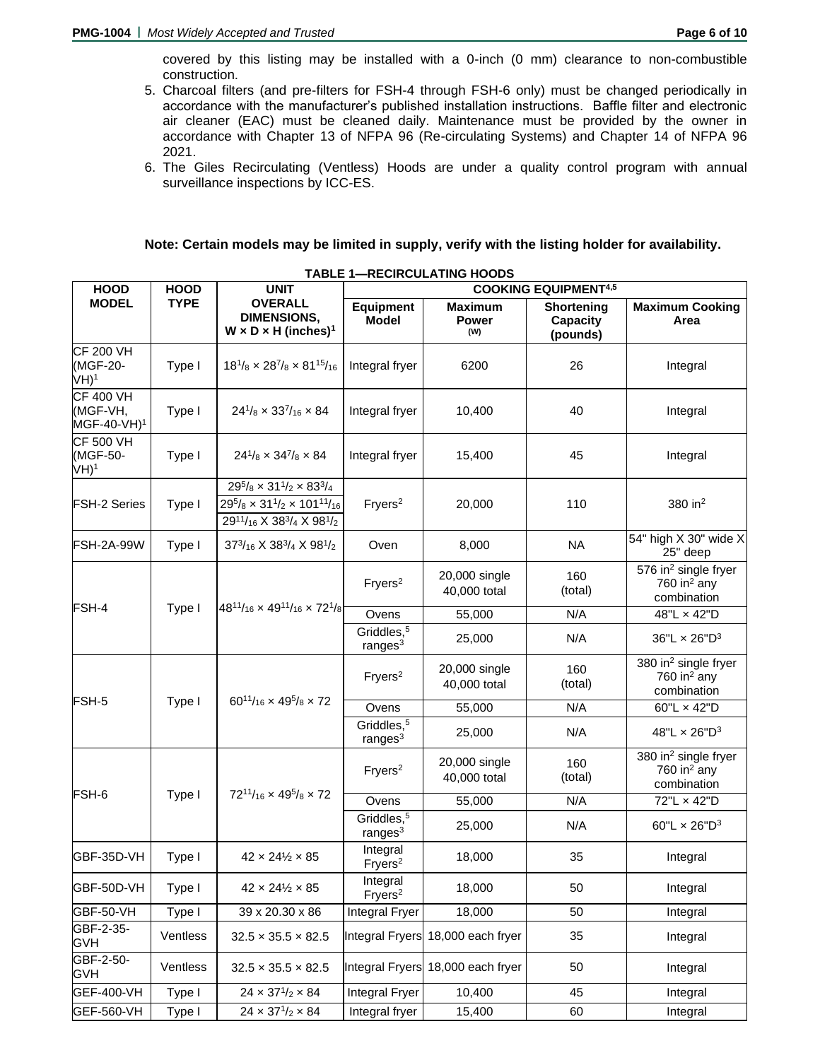covered by this listing may be installed with a 0-inch (0 mm) clearance to non-combustible construction.

5. Charcoal filters (and pre-filters for FSH-4 through FSH-6 only) must be changed periodically in accordance with the manufacturer's published installation instructions. Baffle filter and electronic air cleaner (EAC) must be cleaned daily. Maintenance must be provided by the owner in accordance with Chapter 13 of NFPA 96 (Re-circulating Systems) and Chapter 14 of NFPA 96 2021.
6. The Giles Recirculating (Ventless) Hoods are under a quality control program with annual surveillance inspections by ICC-ES.

**Note: Certain models may be limited in supply, verify with the listing holder for availability.**

**TABLE 1—RECIRCULATING HOODS**

| HOOD MODEL | HOOD TYPE | UNIT OVERALL DIMENSIONS, W × D × H (inches)[1] | COOKING EQUIPMENT[4,5] | | | |
|---|---|---|---|---|---|---|
| | | | Equipment Model | Maximum Power (W) | Shortening Capacity (pounds) | Maximum Cooking Area |
| CF 200 VH (MGF-20-VH)[1] | Type I | $18^1/_8$ × $28^7/_8$ × $81^{15}/_{16}$ | Integral fryer | 6200 | 26 | Integral |
| CF 400 VH (MGF-VH, MGF-40-VH)[1] | Type I | $24^1/_8$ × $33^7/_{16}$ × 84 | Integral fryer | 10,400 | 40 | Integral |
| CF 500 VH (MGF-50-VH)[1] | Type I | $24^1/_8$ × $34^7/_8$ × 84 | Integral fryer | 15,400 | 45 | Integral |
| FSH-2 Series | Type I | $29^5/_8$ × $31^1/_2$ × $83^3/_4$<br>$29^5/_8$ × $31^1/_2$ × $101^{11}/_{16}$<br>$29^{11}/_{16}$ X $38^3/_4$ X $98^1/_2$ | Fryers[2] | 20,000 | 110 | 380 $in^2$ |
| FSH-2A-99W | Type I | $37^3/_{16}$ X $38^3/_4$ X $98^1/_2$ | Oven | 8,000 | NA | 54" high X 30" wide X 25" deep |
| FSH-4 | Type I | $48^{11}/_{16}$ × $49^{11}/_{16}$ × $72^1/_8$ | Fryers[2] | 20,000 single 40,000 total | 160 (total) | 576 $in^2$ single fryer 760 $in^2$ any combination |
| | | | Ovens | 55,000 | N/A | 48"L × 42"D |
| | | | Griddles,[5] ranges[3] | 25,000 | N/A | 36"L × 26"D[3] |
| FSH-5 | Type I | $60^{11}/_{16}$ × $49^5/_8$ × 72 | Fryers[2] | 20,000 single 40,000 total | 160 (total) | 380 $in^2$ single fryer 760 $in^2$ any combination |
| | | | Ovens | 55,000 | N/A | 60"L × 42"D |
| | | | Griddles,[5] ranges[3] | 25,000 | N/A | 48"L × 26"D[3] |
| FSH-6 | Type I | $72^{11}/_{16}$ × $49^5/_8$ × 72 | Fryers[2] | 20,000 single 40,000 total | 160 (total) | 380 $in^2$ single fryer 760 $in^2$ any combination |
| | | | Ovens | 55,000 | N/A | 72"L × 42"D |
| | | | Griddles,[5] ranges[3] | 25,000 | N/A | 60"L × 26"D[3] |
| GBF-35D-VH | Type I | 42 × 24½ × 85 | Integral Fryers[2] | 18,000 | 35 | Integral |
| GBF-50D-VH | Type I | 42 × 24½ × 85 | Integral Fryers[2] | 18,000 | 50 | Integral |
| GBF-50-VH | Type I | 39 x 20.30 x 86 | Integral Fryer | 18,000 | 50 | Integral |
| GBF-2-35-GVH | Ventless | 32.5 × 35.5 × 82.5 | Integral Fryers | 18,000 each fryer | 35 | Integral |
| GBF-2-50-GVH | Ventless | 32.5 × 35.5 × 82.5 | Integral Fryers | 18,000 each fryer | 50 | Integral |
| GEF-400-VH | Type I | 24 × $37^1/_2$ × 84 | Integral Fryer | 10,400 | 45 | Integral |
| GEF-560-VH | Type I | 24 × $37^1/_2$ × 84 | Integral fryer | 15,400 | 60 | Integral |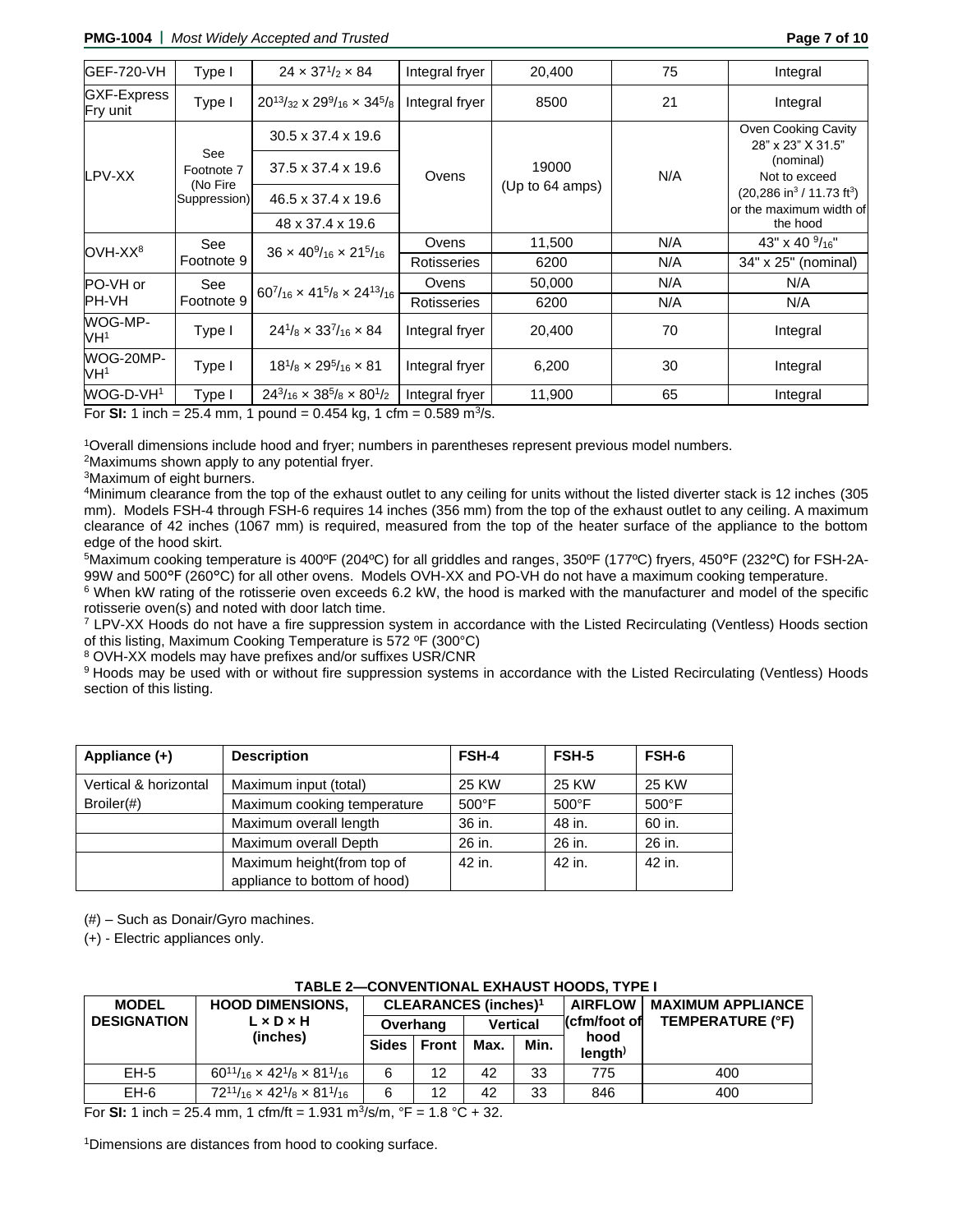| GEF-720-VH | Type I | 24 × 37$^{1}/_{2}$ × 84 | Integral fryer | 20,400 | 75 | Integral |
|---|---|---|---|---|---|---|
| GXF-Express Fry unit | Type I | 20$^{13}/_{32}$ x 29$^{9}/_{16}$ × 34$^{5}/_{8}$ | Integral fryer | 8500 | 21 | Integral |
| LPV-XX | See Footnote 7 (No Fire Suppression) | 30.5 x 37.4 x 19.6<br>37.5 x 37.4 x 19.6<br>46.5 x 37.4 x 19.6<br>48 x 37.4 x 19.6 | Ovens | 19000 (Up to 64 amps) | N/A | Oven Cooking Cavity 28" x 23" X 31.5" (nominal) Not to exceed (20,286 in$^{3}$ / 11.73 ft$^{3}$) or the maximum width of the hood |
| OVH-XX[8] | See Footnote 9 | 36 × 40$^{9}/_{16}$ × 21$^{5}/_{16}$ | Ovens | 11,500 | N/A | 43" x 40 $^{9}/_{16}$" |
| | | | Rotisseries | 6200 | N/A | 34" x 25" (nominal) |
| PO-VH or PH-VH | See Footnote 9 | 60$^{7}/_{16}$ × 41$^{5}/_{8}$ × 24$^{13}/_{16}$ | Ovens | 50,000 | N/A | N/A |
| | | | Rotisseries | 6200 | N/A | N/A |
| WOG-MP-VH[1] | Type I | 24$^{1}/_{8}$ × 33$^{7}/_{16}$ × 84 | Integral fryer | 20,400 | 70 | Integral |
| WOG-20MP-VH[1] | Type I | 18$^{1}/_{8}$ × 29$^{5}/_{16}$ × 81 | Integral fryer | 6,200 | 30 | Integral |
| WOG-D-VH[1] | Type I | 24$^{3}/_{16}$ × 38$^{5}/_{8}$ × 80$^{1}/_{2}$ | Integral fryer | 11,900 | 65 | Integral |

For **SI:** 1 inch = 25.4 mm, 1 pound = 0.454 kg, 1 cfm = 0.589 m$^{3}$/s.

[1]Overall dimensions include hood and fryer; numbers in parentheses represent previous model numbers.
[2]Maximums shown apply to any potential fryer.
[3]Maximum of eight burners.
[4]Minimum clearance from the top of the exhaust outlet to any ceiling for units without the listed diverter stack is 12 inches (305 mm). Models FSH-4 through FSH-6 requires 14 inches (356 mm) from the top of the exhaust outlet to any ceiling. A maximum clearance of 42 inches (1067 mm) is required, measured from the top of the heater surface of the appliance to the bottom edge of the hood skirt.
[5]Maximum cooking temperature is 400ºF (204ºC) for all griddles and ranges, 350ºF (177ºC) fryers, 450°F (232°C) for FSH-2A-99W and 500°F (260°C) for all other ovens. Models OVH-XX and PO-VH do not have a maximum cooking temperature.
[6] When kW rating of the rotisserie oven exceeds 6.2 kW, the hood is marked with the manufacturer and model of the specific rotisserie oven(s) and noted with door latch time.
[7] LPV-XX Hoods do not have a fire suppression system in accordance with the Listed Recirculating (Ventless) Hoods section of this listing, Maximum Cooking Temperature is 572 ºF (300°C)
[8] OVH-XX models may have prefixes and/or suffixes USR/CNR
[9] Hoods may be used with or without fire suppression systems in accordance with the Listed Recirculating (Ventless) Hoods section of this listing.

| Appliance (+) | Description | FSH-4 | FSH-5 | FSH-6 |
|---|---|---|---|---|
| Vertical & horizontal Broiler(#) | Maximum input (total) | 25 KW | 25 KW | 25 KW |
| | Maximum cooking temperature | 500°F | 500°F | 500°F |
| | Maximum overall length | 36 in. | 48 in. | 60 in. |
| | Maximum overall Depth | 26 in. | 26 in. | 26 in. |
| | Maximum height(from top of appliance to bottom of hood) | 42 in. | 42 in. | 42 in. |

(#) – Such as Donair/Gyro machines.

(+) - Electric appliances only.

**TABLE 2—CONVENTIONAL EXHAUST HOODS, TYPE I**

| MODEL DESIGNATION | HOOD DIMENSIONS, L × D × H (inches) | CLEARANCES (inches)[1] | | | | AIRFLOW (cfm/foot of hood length) | MAXIMUM APPLIANCE TEMPERATURE (°F) |
|---|---|---|---|---|---|---|---|
| | | Overhang | | Vertical | | | |
| | | Sides | Front | Max. | Min. | | |
| EH-5 | 60$^{11}/_{16}$ × 42$^{1}/_{8}$ × 81$^{1}/_{16}$ | 6 | 12 | 42 | 33 | 775 | 400 |
| EH-6 | 72$^{11}/_{16}$ × 42$^{1}/_{8}$ × 81$^{1}/_{16}$ | 6 | 12 | 42 | 33 | 846 | 400 |

For **SI:** 1 inch = 25.4 mm, 1 cfm/ft = 1.931 m$^{3}$/s/m, °F = 1.8 °C + 32.

[1]Dimensions are distances from hood to cooking surface.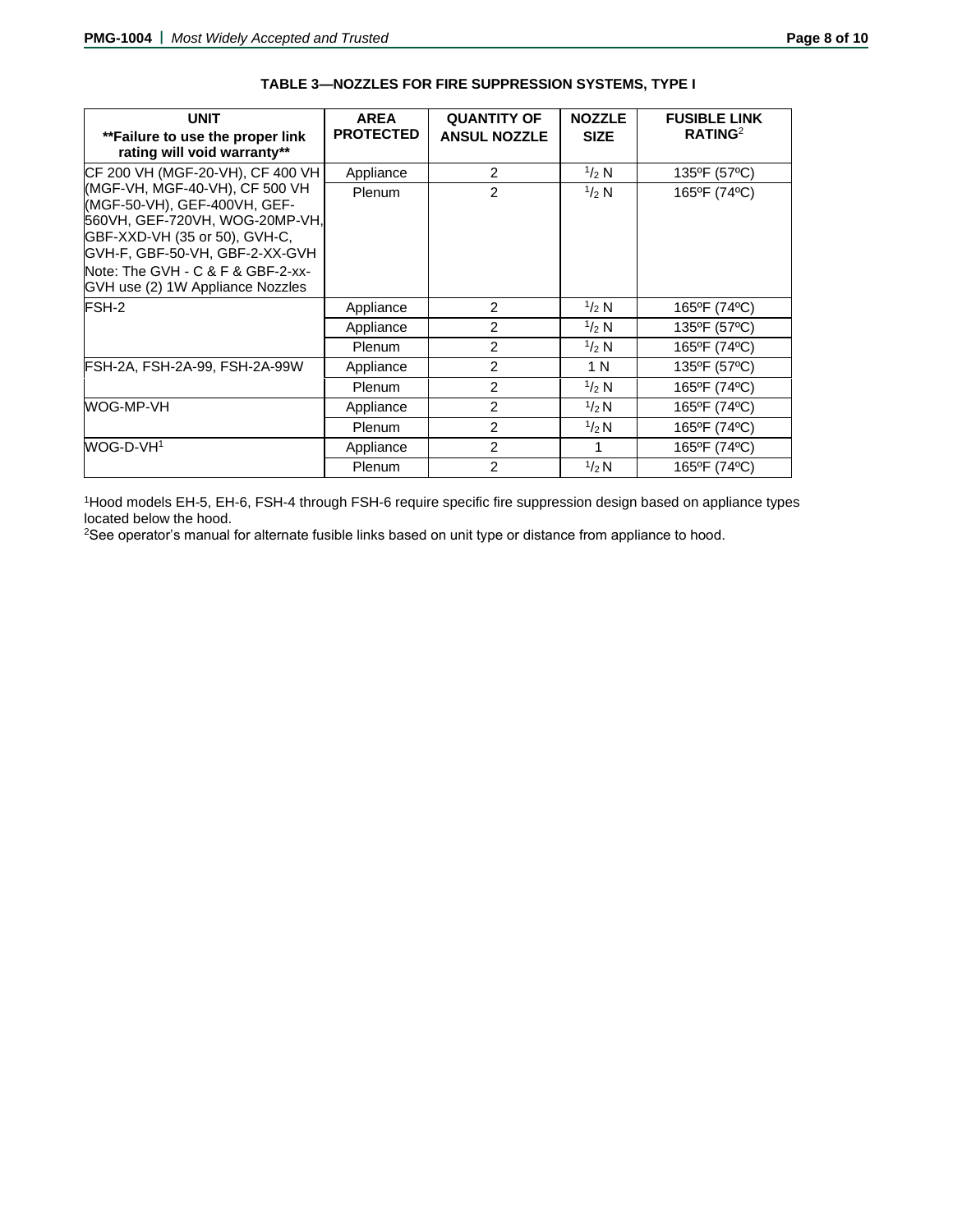**TABLE 3—NOZZLES FOR FIRE SUPPRESSION SYSTEMS, TYPE I**

| UNIT **Failure to use the proper link rating will void warranty** | AREA PROTECTED | QUANTITY OF ANSUL NOZZLE | NOZZLE SIZE | FUSIBLE LINK RATING[2] |
|---|---|---|---|---|
| CF 200 VH (MGF-20-VH), CF 400 VH (MGF-VH, MGF-40-VH), CF 500 VH (MGF-50-VH), GEF-400VH, GEF-560VH, GEF-720VH, WOG-20MP-VH, GBF-XXD-VH (35 or 50), GVH-C, GVH-F, GBF-50-VH, GBF-2-XX-GVH Note: The GVH - C & F & GBF-2-xx-GVH use (2) 1W Appliance Nozzles | Appliance | 2 | $^1/_2$ N | 135ºF (57ºC) |
| | Plenum | 2 | $^1/_2$ N | 165ºF (74ºC) |
| FSH-2 | Appliance | 2 | $^1/_2$ N | 165ºF (74ºC) |
| | Appliance | 2 | $^1/_2$ N | 135ºF (57ºC) |
| | Plenum | 2 | $^1/_2$ N | 165ºF (74ºC) |
| FSH-2A, FSH-2A-99, FSH-2A-99W | Appliance | 2 | 1 N | 135ºF (57ºC) |
| | Plenum | 2 | $^1/_2$ N | 165ºF (74ºC) |
| WOG-MP-VH | Appliance | 2 | $^1/_2$ N | 165ºF (74ºC) |
| | Plenum | 2 | $^1/_2$ N | 165ºF (74ºC) |
| WOG-D-VH[1] | Appliance | 2 | 1 | 165ºF (74ºC) |
| | Plenum | 2 | $^1/_2$ N | 165ºF (74ºC) |

[1]Hood models EH-5, EH-6, FSH-4 through FSH-6 require specific fire suppression design based on appliance types located below the hood.

[2]See operator's manual for alternate fusible links based on unit type or distance from appliance to hood.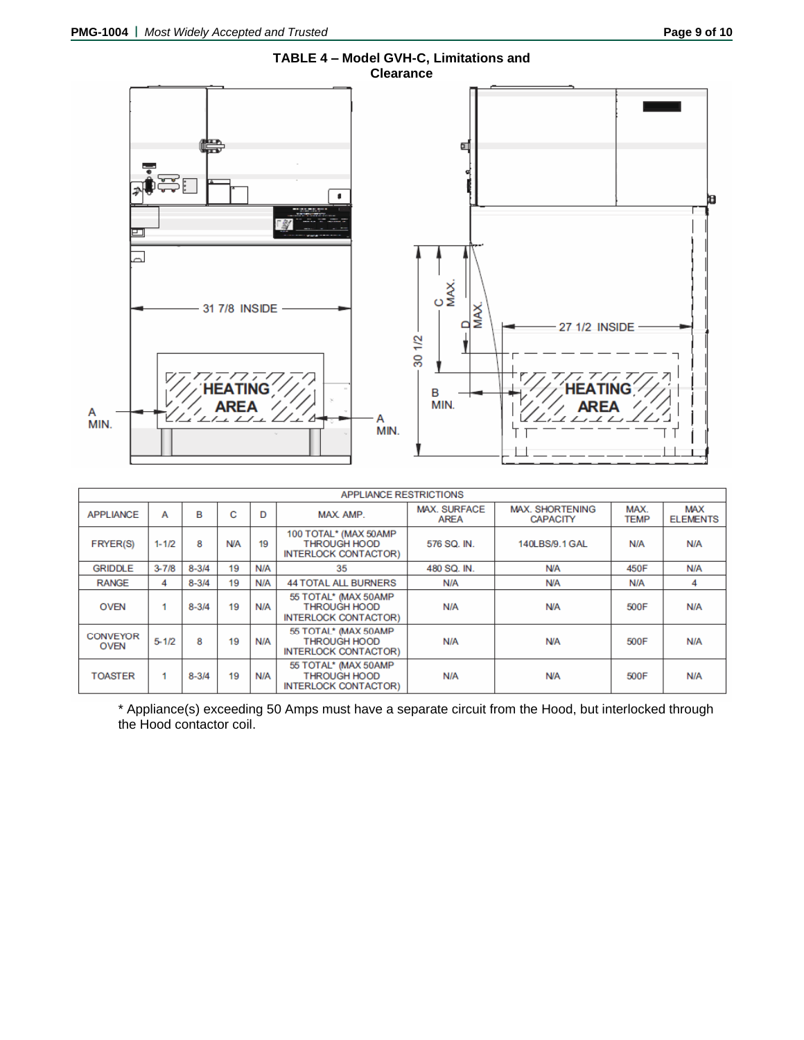**TABLE 4 – Model GVH-C, Limitations and Clearance**

| APPLIANCE RESTRICTIONS | | | | | | | | | |
|---|---|---|---|---|---|---|---|---|---|
| APPLIANCE | A | B | C | D | MAX. AMP. | MAX. SURFACE AREA | MAX. SHORTENING CAPACITY | MAX. TEMP | MAX ELEMENTS |
| FRYER(S) | 1-1/2 | 8 | N/A | 19 | 100 TOTAL* (MAX 50AMP THROUGH HOOD INTERLOCK CONTACTOR) | 576 SQ. IN. | 140LBS/9.1 GAL | N/A | N/A |
| GRIDDLE | 3-7/8 | 8-3/4 | 19 | N/A | 35 | 480 SQ. IN. | N/A | 450F | N/A |
| RANGE | 4 | 8-3/4 | 19 | N/A | 44 TOTAL ALL BURNERS | N/A | N/A | N/A | 4 |
| OVEN | 1 | 8-3/4 | 19 | N/A | 55 TOTAL* (MAX 50AMP THROUGH HOOD INTERLOCK CONTACTOR) | N/A | N/A | 500F | N/A |
| CONVEYOR OVEN | 5-1/2 | 8 | 19 | N/A | 55 TOTAL* (MAX 50AMP THROUGH HOOD INTERLOCK CONTACTOR) | N/A | N/A | 500F | N/A |
| TOASTER | 1 | 8-3/4 | 19 | N/A | 55 TOTAL* (MAX 50AMP THROUGH HOOD INTERLOCK CONTACTOR) | N/A | N/A | 500F | N/A |

* Appliance(s) exceeding 50 Amps must have a separate circuit from the Hood, but interlocked through the Hood contactor coil.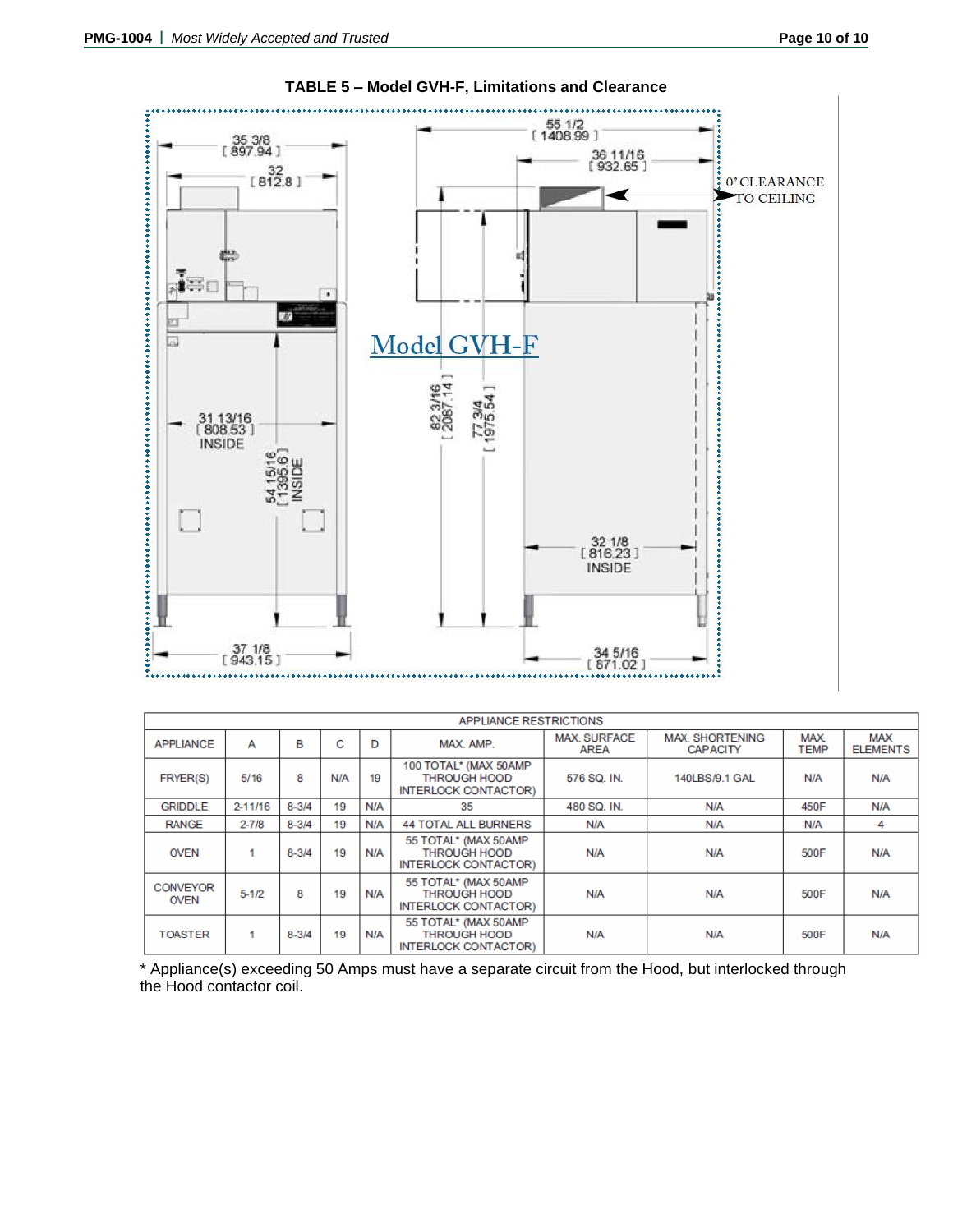## TABLE 5 – Model GVH-F, Limitations and Clearance

35 3/8
[ 897.94 ]

32
[ 812.8 ]

31 13/16
[ 808.53 ]
INSIDE

54 15/16
[ 1395.6 ]
INSIDE

37 1/8
[ 943.15 ]

55 1/2
[ 1408.99 ]

36 11/16
[ 932.65 ]

0" CLEARANCE
TO CEILING

Model GVH-F

82 3/16
[ 2087.14 ]

77 3/4
[ 1975.54 ]

32 1/8
[ 816.23 ]
INSIDE

34 5/16
[ 871.02 ]

| APPLIANCE RESTRICTIONS | | | | | | | | | |
|---|---|---|---|---|---|---|---|---|---|
| APPLIANCE | A | B | C | D | MAX. AMP. | MAX. SURFACE AREA | MAX. SHORTENING CAPACITY | MAX. TEMP | MAX ELEMENTS |
| FRYER(S) | 5/16 | 8 | N/A | 19 | 100 TOTAL* (MAX 50AMP THROUGH HOOD INTERLOCK CONTACTOR) | 576 SQ. IN. | 140LBS/9.1 GAL | N/A | N/A |
| GRIDDLE | 2-11/16 | 8-3/4 | 19 | N/A | 35 | 480 SQ. IN. | N/A | 450F | N/A |
| RANGE | 2-7/8 | 8-3/4 | 19 | N/A | 44 TOTAL ALL BURNERS | N/A | N/A | N/A | 4 |
| OVEN | 1 | 8-3/4 | 19 | N/A | 55 TOTAL* (MAX 50AMP THROUGH HOOD INTERLOCK CONTACTOR) | N/A | N/A | 500F | N/A |
| CONVEYOR OVEN | 5-1/2 | 8 | 19 | N/A | 55 TOTAL* (MAX 50AMP THROUGH HOOD INTERLOCK CONTACTOR) | N/A | N/A | 500F | N/A |
| TOASTER | 1 | 8-3/4 | 19 | N/A | 55 TOTAL* (MAX 50AMP THROUGH HOOD INTERLOCK CONTACTOR) | N/A | N/A | 500F | N/A |

* Appliance(s) exceeding 50 Amps must have a separate circuit from the Hood, but interlocked through the Hood contactor coil.